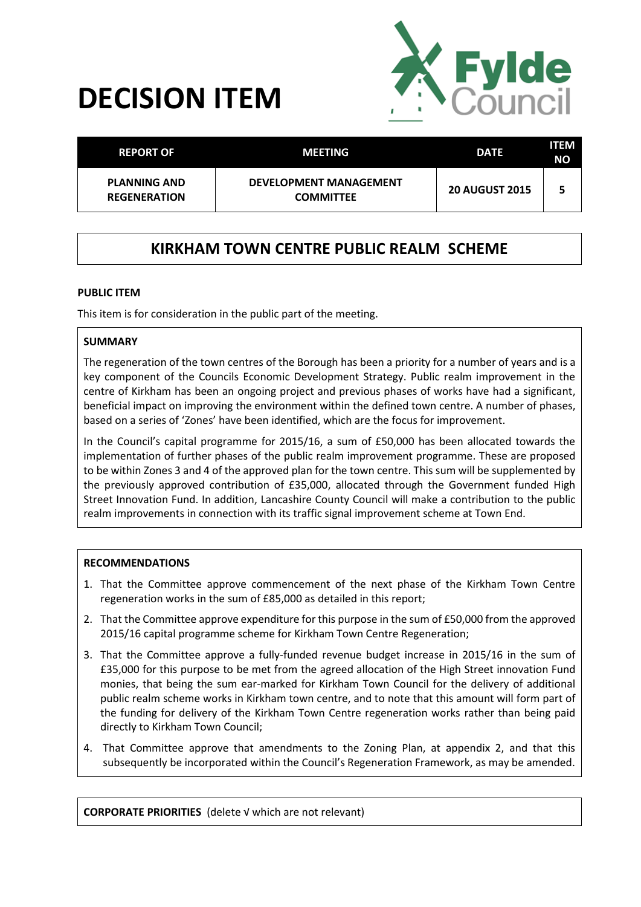# DECISION ITEM

Fylde Council

| REPORT OF | MEETING | DATE | ITEM NO |
|---|---|---|---|
| PLANNING AND REGENERATION | DEVELOPMENT MANAGEMENT COMMITTEE | 20 AUGUST 2015 | 5 |

## KIRKHAM TOWN CENTRE PUBLIC REALM SCHEME

**PUBLIC ITEM**

This item is for consideration in the public part of the meeting.

**SUMMARY**

The regeneration of the town centres of the Borough has been a priority for a number of years and is a key component of the Councils Economic Development Strategy. Public realm improvement in the centre of Kirkham has been an ongoing project and previous phases of works have had a significant, beneficial impact on improving the environment within the defined town centre. A number of phases, based on a series of 'Zones' have been identified, which are the focus for improvement.

In the Council's capital programme for 2015/16, a sum of £50,000 has been allocated towards the implementation of further phases of the public realm improvement programme. These are proposed to be within Zones 3 and 4 of the approved plan for the town centre. This sum will be supplemented by the previously approved contribution of £35,000, allocated through the Government funded High Street Innovation Fund. In addition, Lancashire County Council will make a contribution to the public realm improvements in connection with its traffic signal improvement scheme at Town End.

**RECOMMENDATIONS**

1. That the Committee approve commencement of the next phase of the Kirkham Town Centre regeneration works in the sum of £85,000 as detailed in this report;
2. That the Committee approve expenditure for this purpose in the sum of £50,000 from the approved 2015/16 capital programme scheme for Kirkham Town Centre Regeneration;
3. That the Committee approve a fully-funded revenue budget increase in 2015/16 in the sum of £35,000 for this purpose to be met from the agreed allocation of the High Street innovation Fund monies, that being the sum ear-marked for Kirkham Town Council for the delivery of additional public realm scheme works in Kirkham town centre, and to note that this amount will form part of the funding for delivery of the Kirkham Town Centre regeneration works rather than being paid directly to Kirkham Town Council;
4. That Committee approve that amendments to the Zoning Plan, at appendix 2, and that this subsequently be incorporated within the Council's Regeneration Framework, as may be amended.

**CORPORATE PRIORITIES** (delete √ which are not relevant)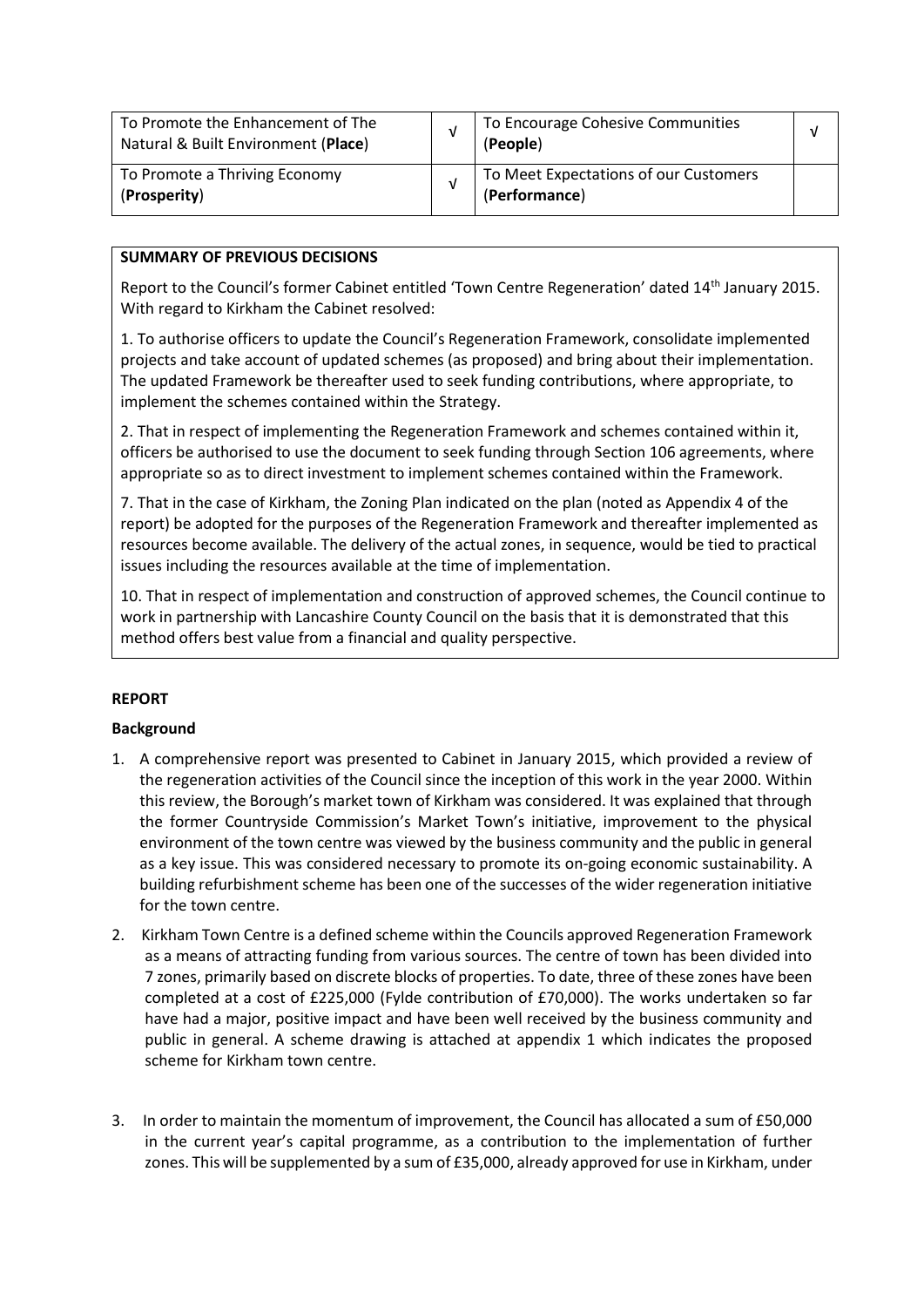| To Promote the Enhancement of The Natural & Built Environment (**Place**) | √ | To Encourage Cohesive Communities (**People**) | √ |
|---|---|---|---|
| To Promote a Thriving Economy (**Prosperity**) | √ | To Meet Expectations of our Customers (**Performance**) | |

**SUMMARY OF PREVIOUS DECISIONS**

Report to the Council's former Cabinet entitled 'Town Centre Regeneration' dated 14th January 2015. With regard to Kirkham the Cabinet resolved:

1. To authorise officers to update the Council's Regeneration Framework, consolidate implemented projects and take account of updated schemes (as proposed) and bring about their implementation. The updated Framework be thereafter used to seek funding contributions, where appropriate, to implement the schemes contained within the Strategy.

2. That in respect of implementing the Regeneration Framework and schemes contained within it, officers be authorised to use the document to seek funding through Section 106 agreements, where appropriate so as to direct investment to implement schemes contained within the Framework.

7. That in the case of Kirkham, the Zoning Plan indicated on the plan (noted as Appendix 4 of the report) be adopted for the purposes of the Regeneration Framework and thereafter implemented as resources become available. The delivery of the actual zones, in sequence, would be tied to practical issues including the resources available at the time of implementation.

10. That in respect of implementation and construction of approved schemes, the Council continue to work in partnership with Lancashire County Council on the basis that it is demonstrated that this method offers best value from a financial and quality perspective.

**REPORT**

**Background**

1. A comprehensive report was presented to Cabinet in January 2015, which provided a review of the regeneration activities of the Council since the inception of this work in the year 2000. Within this review, the Borough's market town of Kirkham was considered. It was explained that through the former Countryside Commission's Market Town's initiative, improvement to the physical environment of the town centre was viewed by the business community and the public in general as a key issue. This was considered necessary to promote its on-going economic sustainability. A building refurbishment scheme has been one of the successes of the wider regeneration initiative for the town centre.

2. Kirkham Town Centre is a defined scheme within the Councils approved Regeneration Framework as a means of attracting funding from various sources. The centre of town has been divided into 7 zones, primarily based on discrete blocks of properties. To date, three of these zones have been completed at a cost of £225,000 (Fylde contribution of £70,000). The works undertaken so far have had a major, positive impact and have been well received by the business community and public in general. A scheme drawing is attached at appendix 1 which indicates the proposed scheme for Kirkham town centre.

3. In order to maintain the momentum of improvement, the Council has allocated a sum of £50,000 in the current year's capital programme, as a contribution to the implementation of further zones. This will be supplemented by a sum of £35,000, already approved for use in Kirkham, under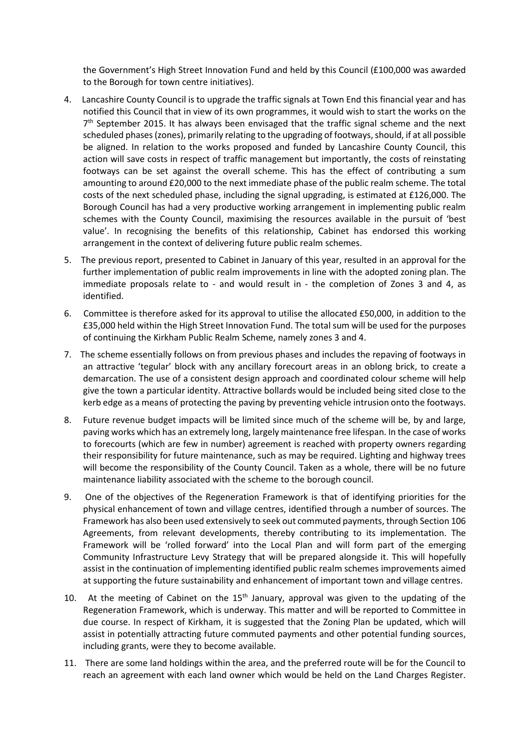the Government's High Street Innovation Fund and held by this Council (£100,000 was awarded to the Borough for town centre initiatives).

4. Lancashire County Council is to upgrade the traffic signals at Town End this financial year and has notified this Council that in view of its own programmes, it would wish to start the works on the 7th September 2015. It has always been envisaged that the traffic signal scheme and the next scheduled phases (zones), primarily relating to the upgrading of footways, should, if at all possible be aligned. In relation to the works proposed and funded by Lancashire County Council, this action will save costs in respect of traffic management but importantly, the costs of reinstating footways can be set against the overall scheme. This has the effect of contributing a sum amounting to around £20,000 to the next immediate phase of the public realm scheme. The total costs of the next scheduled phase, including the signal upgrading, is estimated at £126,000. The Borough Council has had a very productive working arrangement in implementing public realm schemes with the County Council, maximising the resources available in the pursuit of 'best value'. In recognising the benefits of this relationship, Cabinet has endorsed this working arrangement in the context of delivering future public realm schemes.

5. The previous report, presented to Cabinet in January of this year, resulted in an approval for the further implementation of public realm improvements in line with the adopted zoning plan. The immediate proposals relate to - and would result in - the completion of Zones 3 and 4, as identified.

6. Committee is therefore asked for its approval to utilise the allocated £50,000, in addition to the £35,000 held within the High Street Innovation Fund. The total sum will be used for the purposes of continuing the Kirkham Public Realm Scheme, namely zones 3 and 4.

7. The scheme essentially follows on from previous phases and includes the repaving of footways in an attractive 'tegular' block with any ancillary forecourt areas in an oblong brick, to create a demarcation. The use of a consistent design approach and coordinated colour scheme will help give the town a particular identity. Attractive bollards would be included being sited close to the kerb edge as a means of protecting the paving by preventing vehicle intrusion onto the footways.

8. Future revenue budget impacts will be limited since much of the scheme will be, by and large, paving works which has an extremely long, largely maintenance free lifespan. In the case of works to forecourts (which are few in number) agreement is reached with property owners regarding their responsibility for future maintenance, such as may be required. Lighting and highway trees will become the responsibility of the County Council. Taken as a whole, there will be no future maintenance liability associated with the scheme to the borough council.

9. One of the objectives of the Regeneration Framework is that of identifying priorities for the physical enhancement of town and village centres, identified through a number of sources. The Framework has also been used extensively to seek out commuted payments, through Section 106 Agreements, from relevant developments, thereby contributing to its implementation. The Framework will be 'rolled forward' into the Local Plan and will form part of the emerging Community Infrastructure Levy Strategy that will be prepared alongside it. This will hopefully assist in the continuation of implementing identified public realm schemes improvements aimed at supporting the future sustainability and enhancement of important town and village centres.

10. At the meeting of Cabinet on the 15th January, approval was given to the updating of the Regeneration Framework, which is underway. This matter and will be reported to Committee in due course. In respect of Kirkham, it is suggested that the Zoning Plan be updated, which will assist in potentially attracting future commuted payments and other potential funding sources, including grants, were they to become available.

11. There are some land holdings within the area, and the preferred route will be for the Council to reach an agreement with each land owner which would be held on the Land Charges Register.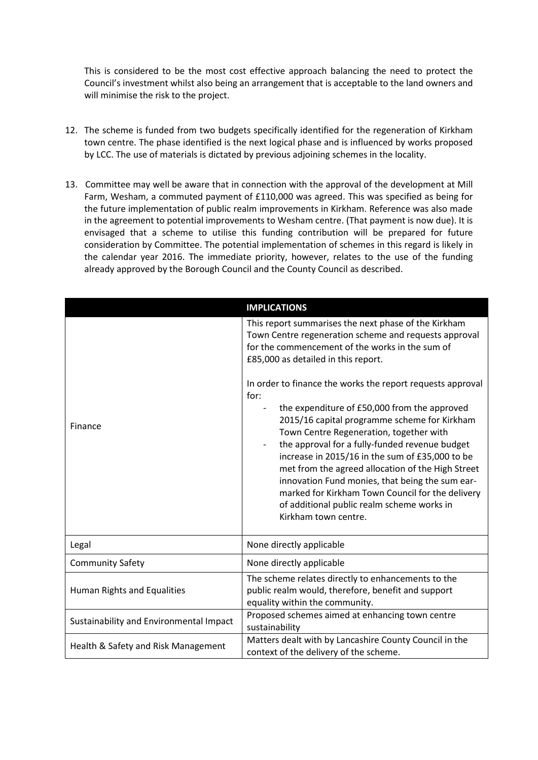This is considered to be the most cost effective approach balancing the need to protect the Council's investment whilst also being an arrangement that is acceptable to the land owners and will minimise the risk to the project.

12. The scheme is funded from two budgets specifically identified for the regeneration of Kirkham town centre. The phase identified is the next logical phase and is influenced by works proposed by LCC. The use of materials is dictated by previous adjoining schemes in the locality.

13. Committee may well be aware that in connection with the approval of the development at Mill Farm, Wesham, a commuted payment of £110,000 was agreed. This was specified as being for the future implementation of public realm improvements in Kirkham. Reference was also made in the agreement to potential improvements to Wesham centre. (That payment is now due). It is envisaged that a scheme to utilise this funding contribution will be prepared for future consideration by Committee. The potential implementation of schemes in this regard is likely in the calendar year 2016. The immediate priority, however, relates to the use of the funding already approved by the Borough Council and the County Council as described.

| | **IMPLICATIONS** |
|---|---|
| Finance | This report summarises the next phase of the Kirkham Town Centre regeneration scheme and requests approval for the commencement of the works in the sum of £85,000 as detailed in this report.<br><br>In order to finance the works the report requests approval for:<br>- the expenditure of £50,000 from the approved 2015/16 capital programme scheme for Kirkham Town Centre Regeneration, together with<br>- the approval for a fully-funded revenue budget increase in 2015/16 in the sum of £35,000 to be met from the agreed allocation of the High Street innovation Fund monies, that being the sum ear-marked for Kirkham Town Council for the delivery of additional public realm scheme works in Kirkham town centre. |
| Legal | None directly applicable |
| Community Safety | None directly applicable |
| Human Rights and Equalities | The scheme relates directly to enhancements to the public realm would, therefore, benefit and support equality within the community. |
| Sustainability and Environmental Impact | Proposed schemes aimed at enhancing town centre sustainability |
| Health & Safety and Risk Management | Matters dealt with by Lancashire County Council in the context of the delivery of the scheme. |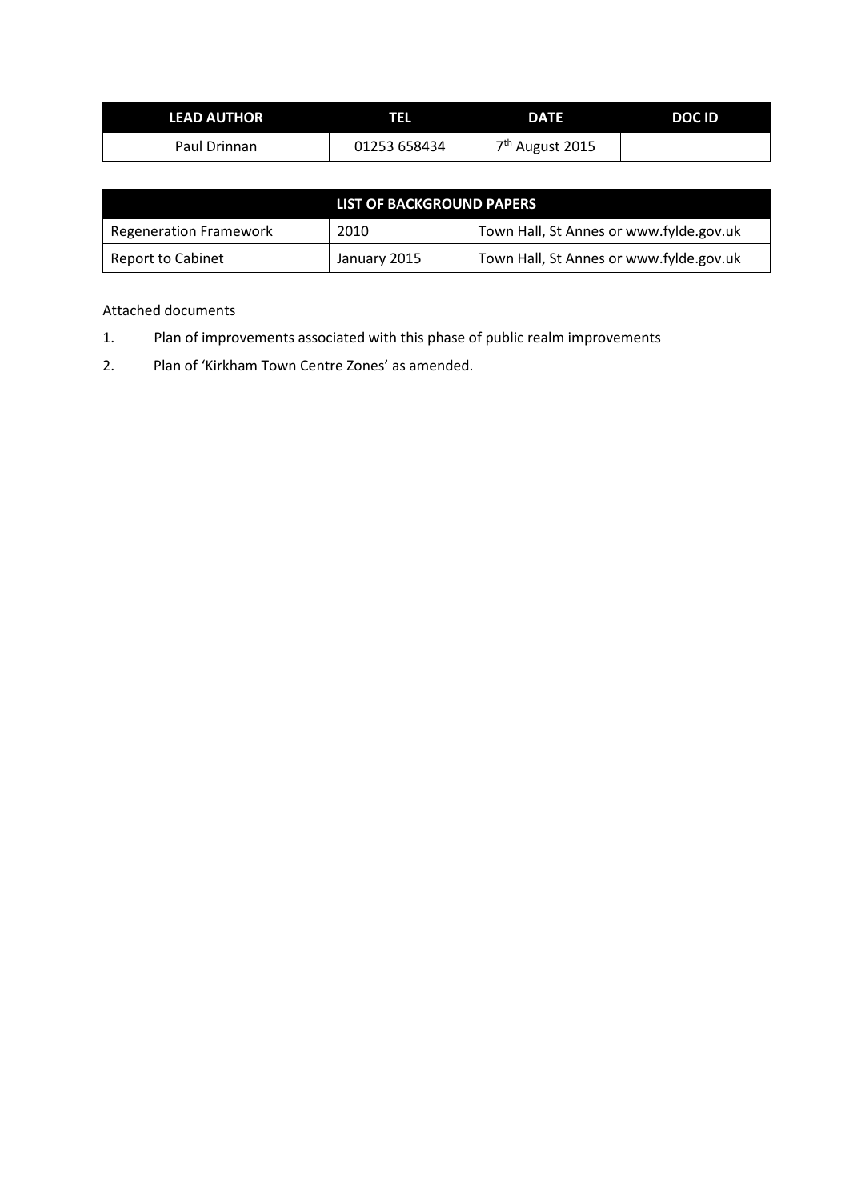| LEAD AUTHOR | TEL | DATE | DOC ID |
| --- | --- | --- | --- |
| Paul Drinnan | 01253 658434 | 7th August 2015 | |

| LIST OF BACKGROUND PAPERS | | |
| --- | --- | --- |
| Regeneration Framework | 2010 | Town Hall, St Annes or www.fylde.gov.uk |
| Report to Cabinet | January 2015 | Town Hall, St Annes or www.fylde.gov.uk |

Attached documents

1. Plan of improvements associated with this phase of public realm improvements
2. Plan of 'Kirkham Town Centre Zones' as amended.